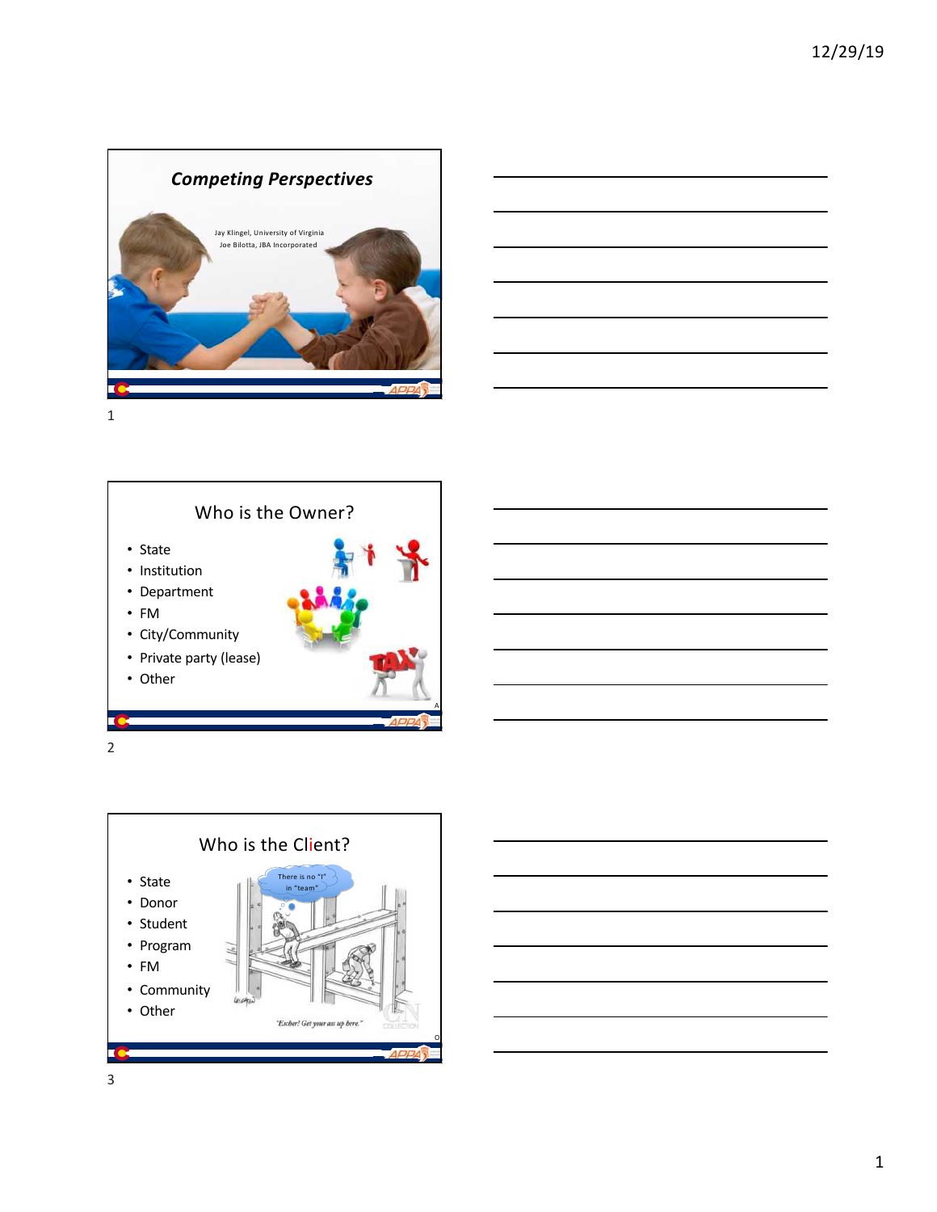## *Competing Perspectives*

Jay Klingel, University of Virginia
Joe Bilotta, JBA Incorporated

## Who is the Owner?

- State
- Institution
- Department
- FM
- City/Community
- Private party (lease)
- Other

## Who is the Client?

- State
- Donor
- Student
- Program
- FM
- Community
- Other

There is no "I" in "team"

"Escher! Get your ass up here."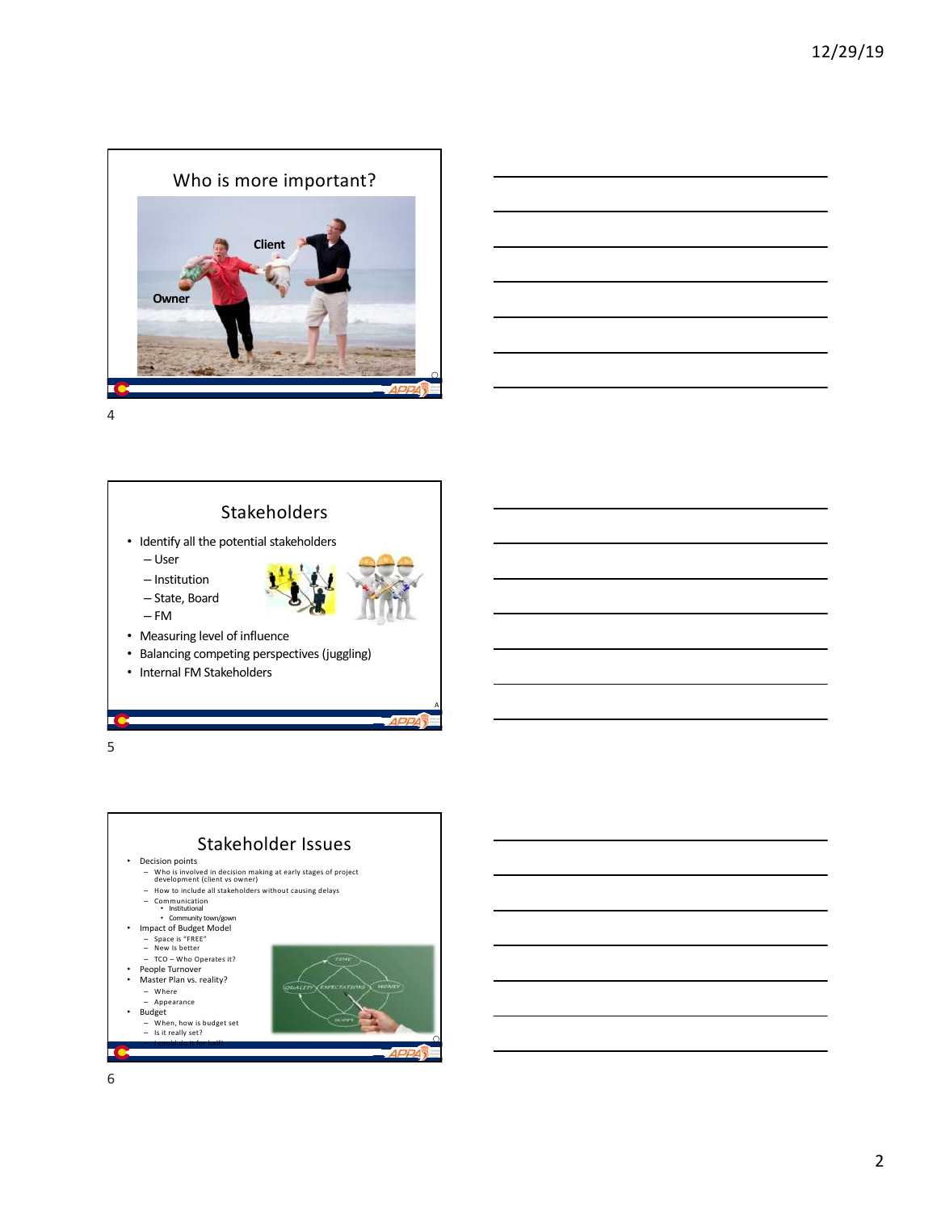## Who is more important?

Client

Owner

## Stakeholders

- Identify all the potential stakeholders
  - User
  - Institution
  - State, Board
  - FM
- Measuring level of influence
- Balancing competing perspectives (juggling)
- Internal FM Stakeholders

## Stakeholder Issues

- Decision points
  - Who is involved in decision making at early stages of project development (client vs owner)
  - How to include all stakeholders without causing delays
  - Communication
    - Institutional
    - Community town/gown
- Impact of Budget Model
  - Space is "FREE"
  - New Is better
  - TCO – Who Operates it?
- People Turnover
- Master Plan vs. reality?
  - Where
  - Appearance
- Budget
  - When, how is budget set
  - Is it really set?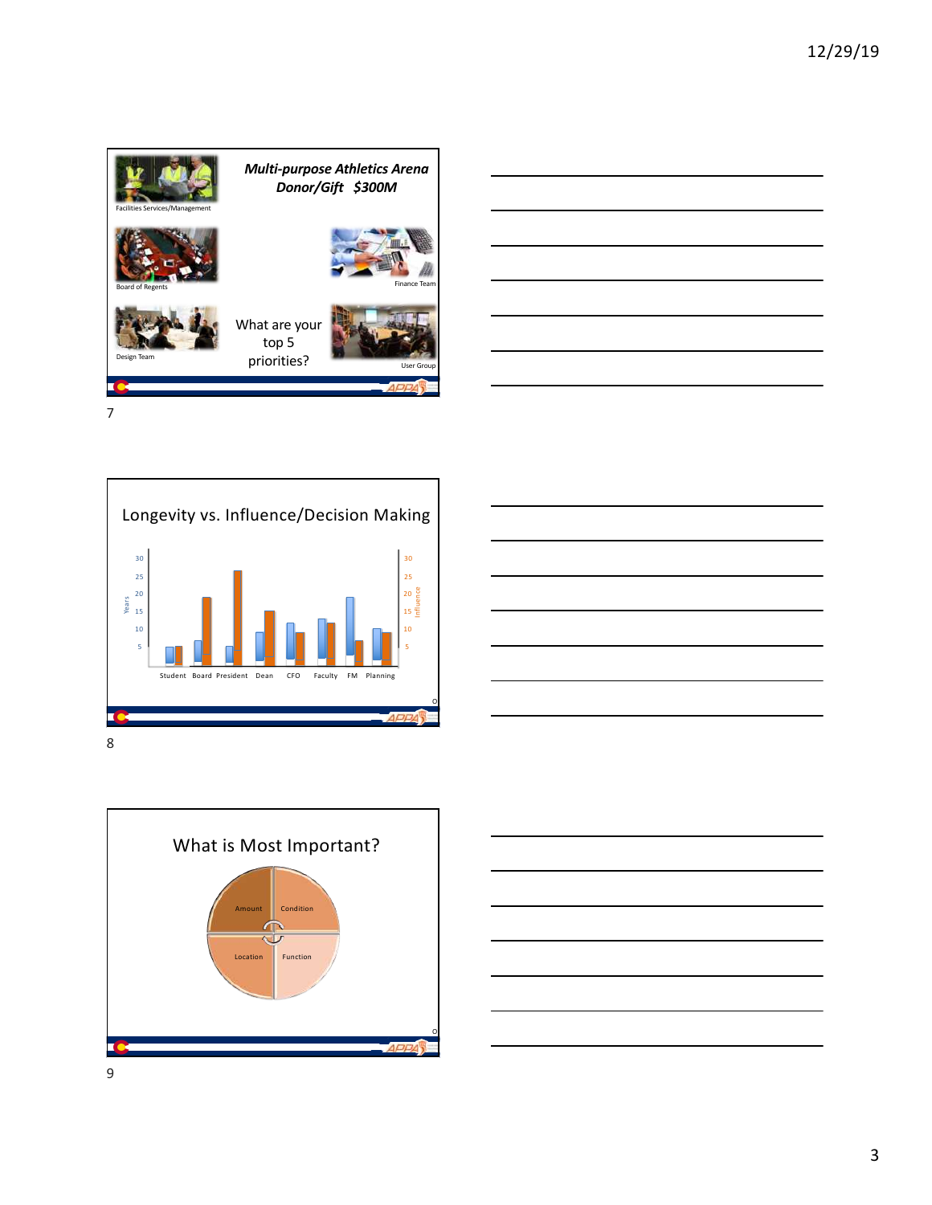*Multi-purpose Athletics Arena*
*Donor/Gift $300M*

Facilities Services/Management

Board of Regents

Finance Team

Design Team

What are your top 5 priorities?

User Group

## Longevity vs. Influence/Decision Making

Years / Influence

Student, Board, President, Dean, CFO, Faculty, FM, Planning

## What is Most Important?

- Amount
- Condition
- Location
- Function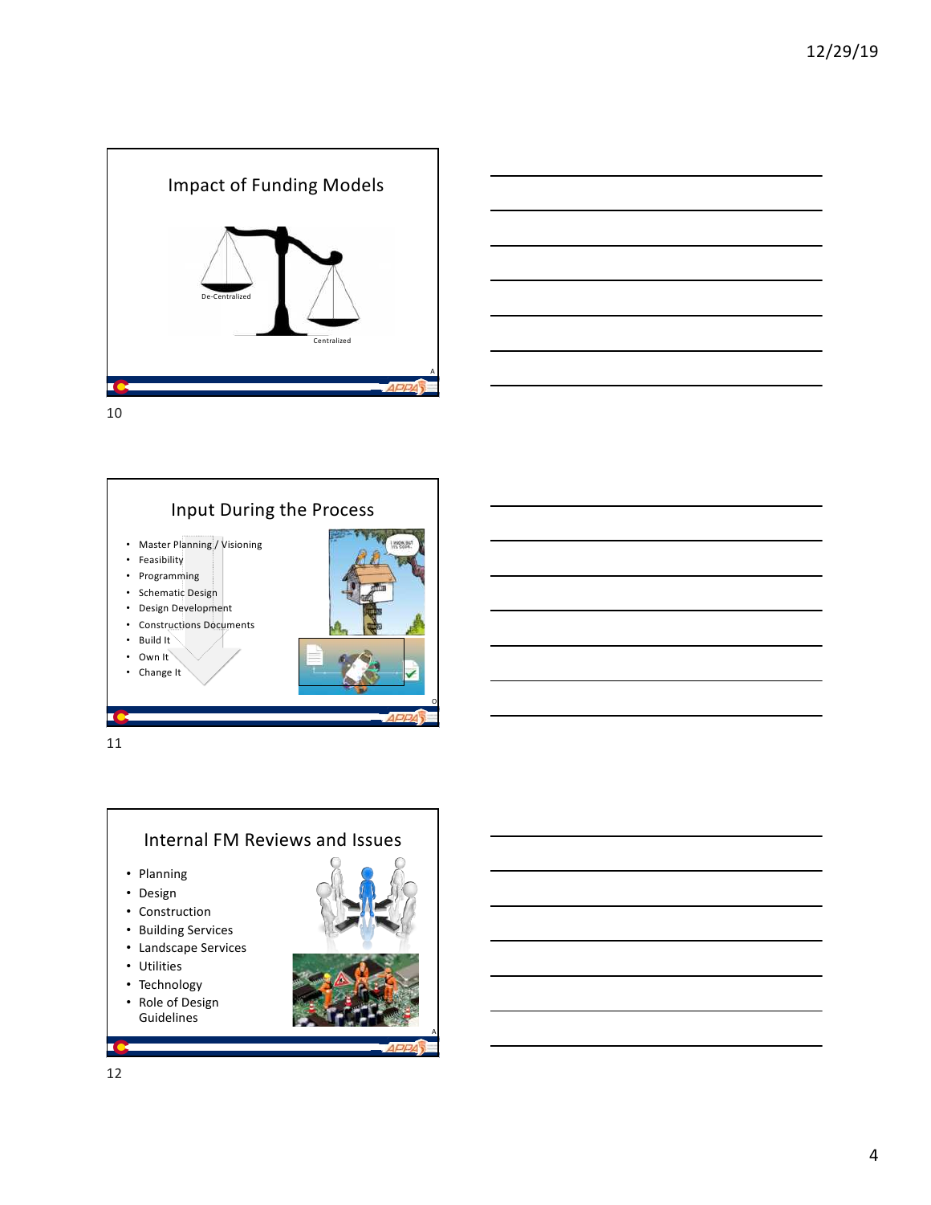## Impact of Funding Models

De-Centralized

Centralized

## Input During the Process

- Master Planning / Visioning
- Feasibility
- Programming
- Schematic Design
- Design Development
- Constructions Documents
- Build It
- Own It
- Change It

## Internal FM Reviews and Issues

- Planning
- Design
- Construction
- Building Services
- Landscape Services
- Utilities
- Technology
- Role of Design Guidelines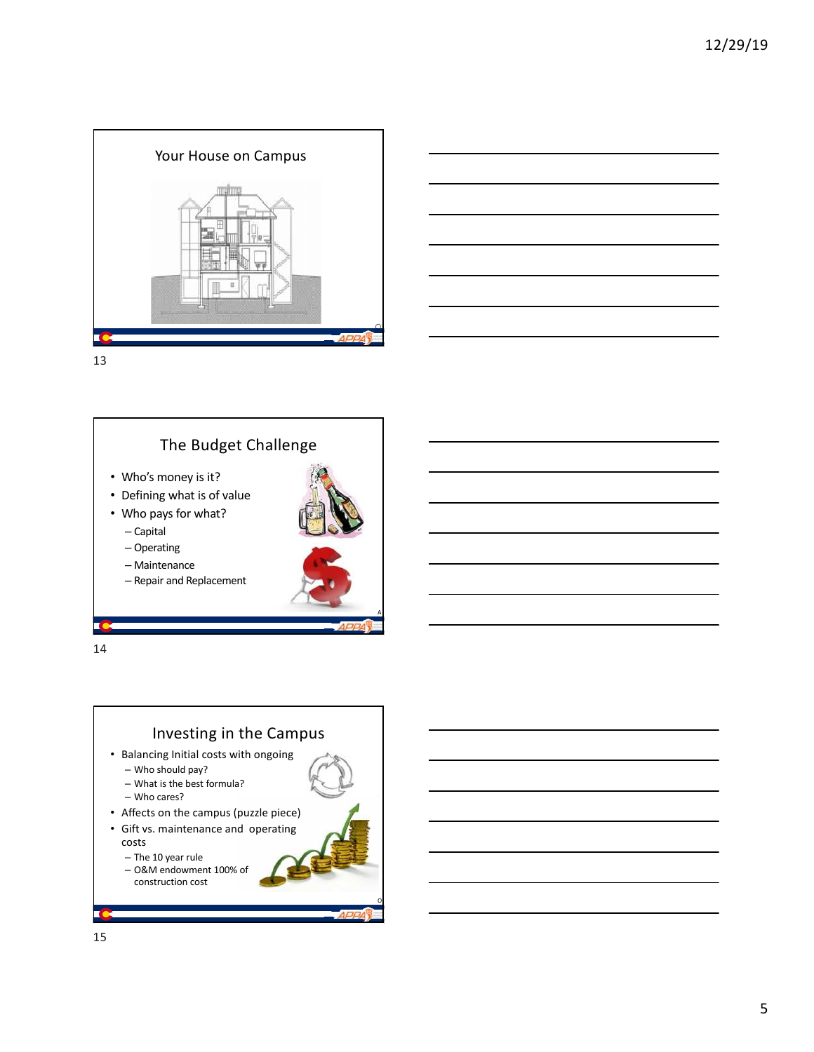## Your House on Campus

## The Budget Challenge

- Who's money is it?
- Defining what is of value
- Who pays for what?
  - Capital
  - Operating
  - Maintenance
  - Repair and Replacement

## Investing in the Campus

- Balancing Initial costs with ongoing
  - Who should pay?
  - What is the best formula?
  - Who cares?
- Affects on the campus (puzzle piece)
- Gift vs. maintenance and operating costs
  - The 10 year rule
  - O&M endowment 100% of construction cost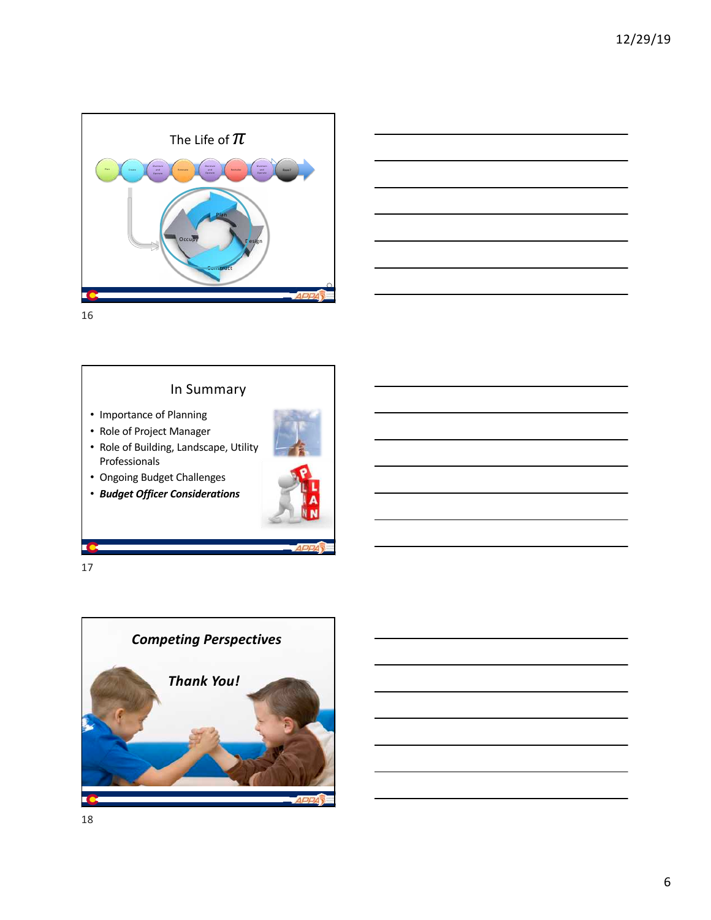## The Life of $\pi$

Plan Create Maintain and Operate Renovate Maintain and Operate Remodel Maintain and Operate Raze?

Plan Design Construct Occupy

## In Summary

- Importance of Planning
- Role of Project Manager
- Role of Building, Landscape, Utility Professionals
- Ongoing Budget Challenges
- ***Budget Officer Considerations***

## *Competing Perspectives*

***Thank You!***